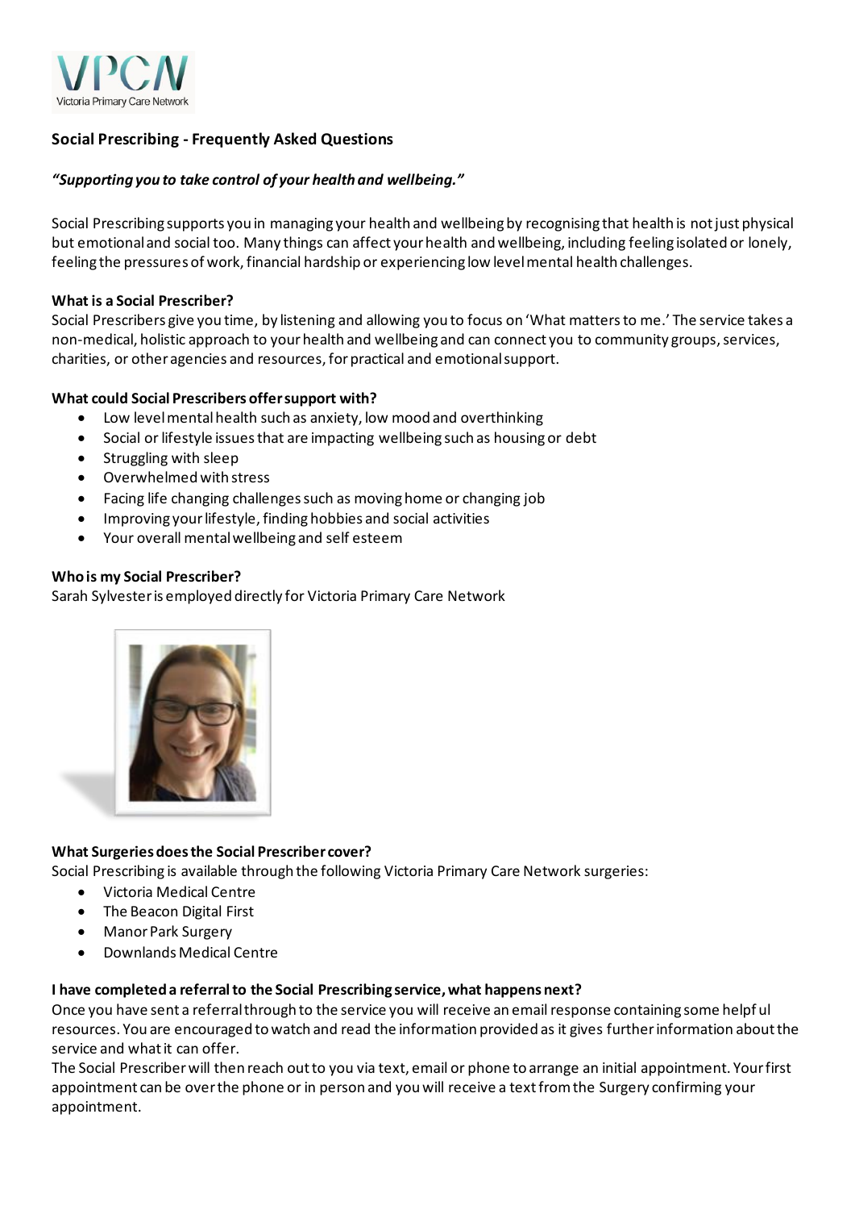VPCN
Victoria Primary Care Network

## Social Prescribing - Frequently Asked Questions

***"Supporting you to take control of your health and wellbeing."***

Social Prescribing supports you in managing your health and wellbeing by recognising that health is not just physical but emotional and social too. Many things can affect your health and wellbeing, including feeling isolated or lonely, feeling the pressures of work, financial hardship or experiencing low level mental health challenges.

### What is a Social Prescriber?

Social Prescribers give you time, by listening and allowing you to focus on 'What matters to me.' The service takes a non-medical, holistic approach to your health and wellbeing and can connect you to community groups, services, charities, or other agencies and resources, for practical and emotional support.

### What could Social Prescribers offer support with?

- Low level mental health such as anxiety, low mood and overthinking
- Social or lifestyle issues that are impacting wellbeing such as housing or debt
- Struggling with sleep
- Overwhelmed with stress
- Facing life changing challenges such as moving home or changing job
- Improving your lifestyle, finding hobbies and social activities
- Your overall mental wellbeing and self esteem

### Who is my Social Prescriber?

Sarah Sylvester is employed directly for Victoria Primary Care Network

### What Surgeries does the Social Prescriber cover?

Social Prescribing is available through the following Victoria Primary Care Network surgeries:

- Victoria Medical Centre
- The Beacon Digital First
- Manor Park Surgery
- Downlands Medical Centre

### I have completed a referral to the Social Prescribing service, what happens next?

Once you have sent a referral through to the service you will receive an email response containing some helpful resources. You are encouraged to watch and read the information provided as it gives further information about the service and what it can offer.

The Social Prescriber will then reach out to you via text, email or phone to arrange an initial appointment. Your first appointment can be over the phone or in person and you will receive a text from the Surgery confirming your appointment.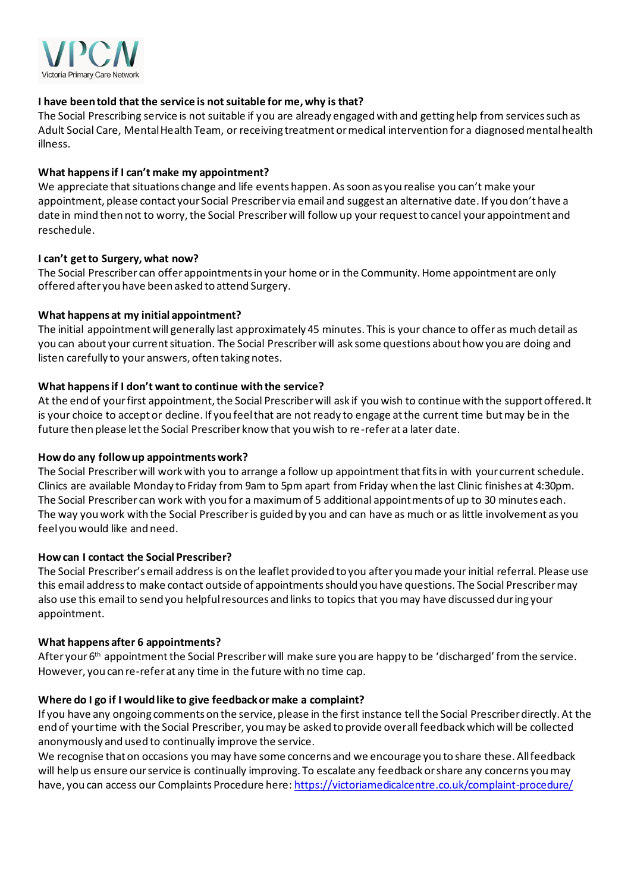**I have been told that the service is not suitable for me, why is that?**

The Social Prescribing service is not suitable if you are already engaged with and getting help from services such as Adult Social Care, Mental Health Team, or receiving treatment or medical intervention for a diagnosed mental health illness.

**What happens if I can't make my appointment?**

We appreciate that situations change and life events happen. As soon as you realise you can't make your appointment, please contact your Social Prescriber via email and suggest an alternative date. If you don't have a date in mind then not to worry, the Social Prescriber will follow up your request to cancel your appointment and reschedule.

**I can't get to Surgery, what now?**

The Social Prescriber can offer appointments in your home or in the Community. Home appointment are only offered after you have been asked to attend Surgery.

**What happens at my initial appointment?**

The initial appointment will generally last approximately 45 minutes. This is your chance to offer as much detail as you can about your current situation. The Social Prescriber will ask some questions about how you are doing and listen carefully to your answers, often taking notes.

**What happens if I don't want to continue with the service?**

At the end of your first appointment, the Social Prescriber will ask if you wish to continue with the support offered. It is your choice to accept or decline. If you feel that are not ready to engage at the current time but may be in the future then please let the Social Prescriber know that you wish to re-refer at a later date.

**How do any follow up appointments work?**

The Social Prescriber will work with you to arrange a follow up appointment that fits in with your current schedule. Clinics are available Monday to Friday from 9am to 5pm apart from Friday when the last Clinic finishes at 4:30pm. The Social Prescriber can work with you for a maximum of 5 additional appointments of up to 30 minutes each. The way you work with the Social Prescriber is guided by you and can have as much or as little involvement as you feel you would like and need.

**How can I contact the Social Prescriber?**

The Social Prescriber's email address is on the leaflet provided to you after you made your initial referral. Please use this email address to make contact outside of appointments should you have questions. The Social Prescriber may also use this email to send you helpful resources and links to topics that you may have discussed during your appointment.

**What happens after 6 appointments?**

After your 6th appointment the Social Prescriber will make sure you are happy to be 'discharged' from the service. However, you can re-refer at any time in the future with no time cap.

**Where do I go if I would like to give feedback or make a complaint?**

If you have any ongoing comments on the service, please in the first instance tell the Social Prescriber directly. At the end of your time with the Social Prescriber, you may be asked to provide overall feedback which will be collected anonymously and used to continually improve the service.

We recognise that on occasions you may have some concerns and we encourage you to share these. All feedback will help us ensure our service is continually improving. To escalate any feedback or share any concerns you may have, you can access our Complaints Procedure here: https://victoriamedicalcentre.co.uk/complaint-procedure/